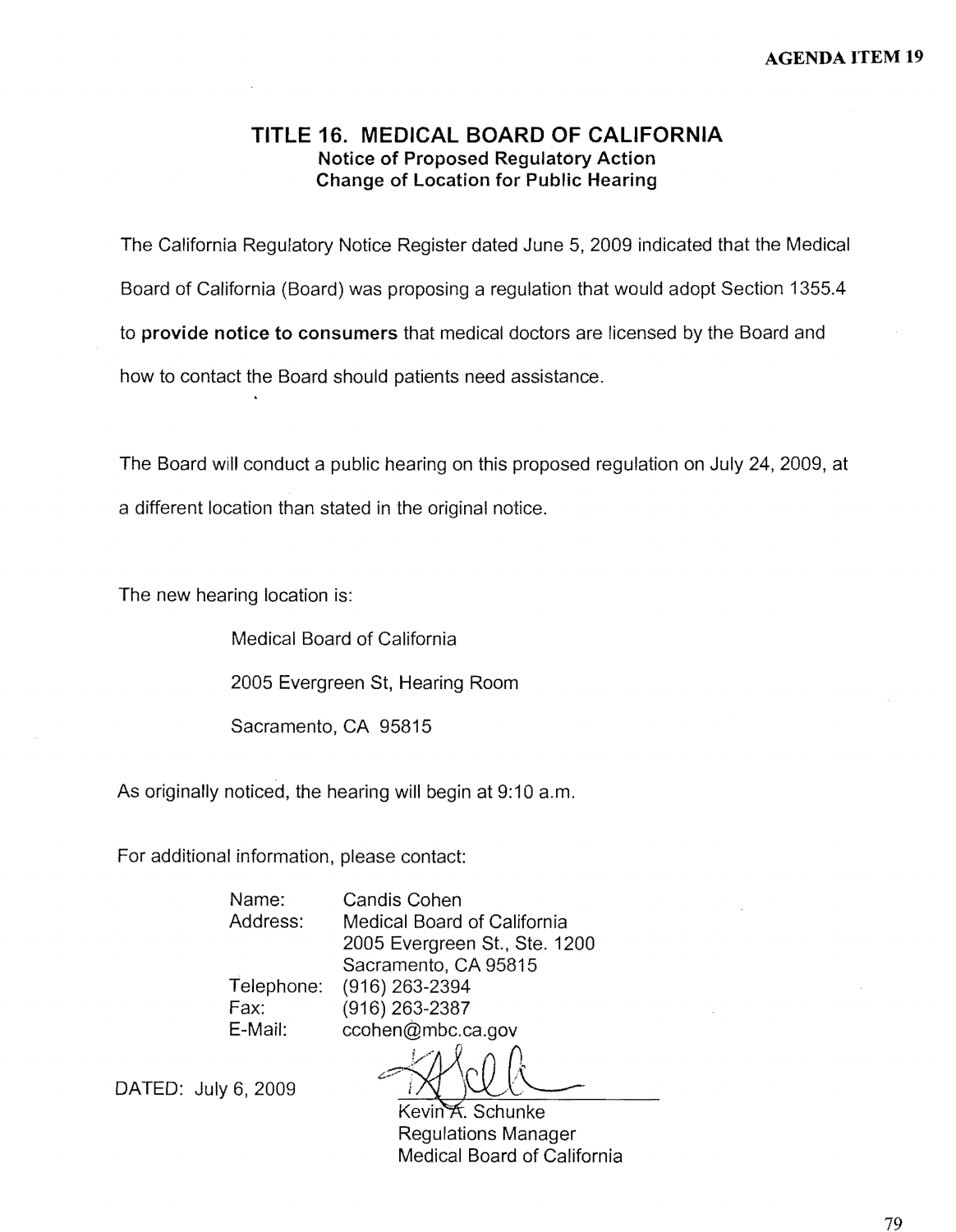AGENDA ITEM 19

# TITLE 16. MEDICAL BOARD OF CALIFORNIA

## Notice of Proposed Regulatory Action
## Change of Location for Public Hearing

The California Regulatory Notice Register dated June 5, 2009 indicated that the Medical Board of California (Board) was proposing a regulation that would adopt Section 1355.4 to **provide notice to consumers** that medical doctors are licensed by the Board and how to contact the Board should patients need assistance.

The Board will conduct a public hearing on this proposed regulation on July 24, 2009, at a different location than stated in the original notice.

The new hearing location is:

Medical Board of California
2005 Evergreen St, Hearing Room
Sacramento, CA 95815

As originally noticed, the hearing will begin at 9:10 a.m.

For additional information, please contact:

Name: Candis Cohen
Address: Medical Board of California
2005 Evergreen St., Ste. 1200
Sacramento, CA 95815
Telephone: (916) 263-2394
Fax: (916) 263-2387
E-Mail: ccohen@mbc.ca.gov

DATED: July 6, 2009

Kevin A. Schunke
Regulations Manager
Medical Board of California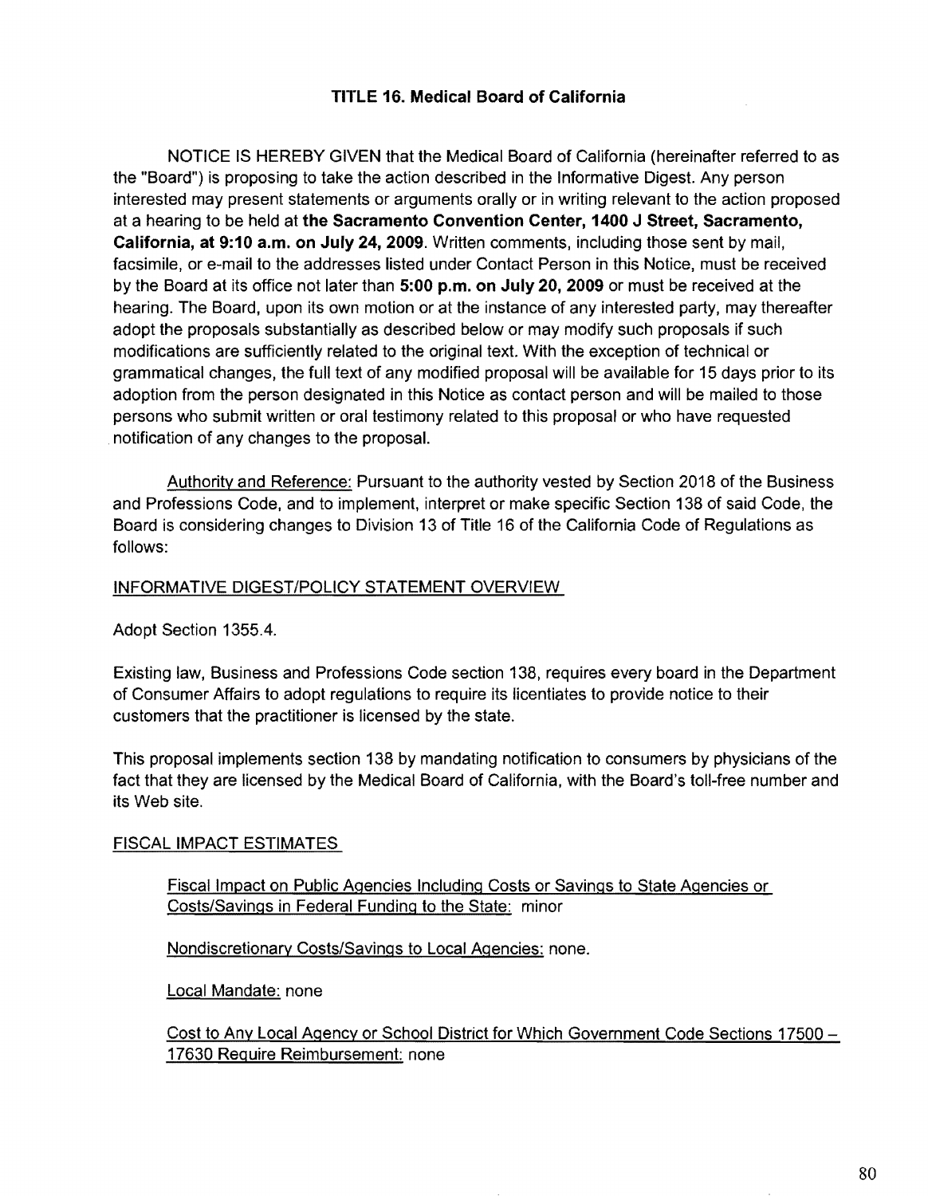## TITLE 16. Medical Board of California

NOTICE IS HEREBY GIVEN that the Medical Board of California (hereinafter referred to as the "Board") is proposing to take the action described in the Informative Digest. Any person interested may present statements or arguments orally or in writing relevant to the action proposed at a hearing to be held at **the Sacramento Convention Center, 1400 J Street, Sacramento, California, at 9:10 a.m. on July 24, 2009**. Written comments, including those sent by mail, facsimile, or e-mail to the addresses listed under Contact Person in this Notice, must be received by the Board at its office not later than **5:00 p.m. on July 20, 2009** or must be received at the hearing. The Board, upon its own motion or at the instance of any interested party, may thereafter adopt the proposals substantially as described below or may modify such proposals if such modifications are sufficiently related to the original text. With the exception of technical or grammatical changes, the full text of any modified proposal will be available for 15 days prior to its adoption from the person designated in this Notice as contact person and will be mailed to those persons who submit written or oral testimony related to this proposal or who have requested notification of any changes to the proposal.

Authority and Reference: Pursuant to the authority vested by Section 2018 of the Business and Professions Code, and to implement, interpret or make specific Section 138 of said Code, the Board is considering changes to Division 13 of Title 16 of the California Code of Regulations as follows:

### INFORMATIVE DIGEST/POLICY STATEMENT OVERVIEW

Adopt Section 1355.4.

Existing law, Business and Professions Code section 138, requires every board in the Department of Consumer Affairs to adopt regulations to require its licentiates to provide notice to their customers that the practitioner is licensed by the state.

This proposal implements section 138 by mandating notification to consumers by physicians of the fact that they are licensed by the Medical Board of California, with the Board's toll-free number and its Web site.

### FISCAL IMPACT ESTIMATES

Fiscal Impact on Public Agencies Including Costs or Savings to State Agencies or Costs/Savings in Federal Funding to the State: minor

Nondiscretionary Costs/Savings to Local Agencies: none.

Local Mandate: none

Cost to Any Local Agency or School District for Which Government Code Sections 17500 – 17630 Require Reimbursement: none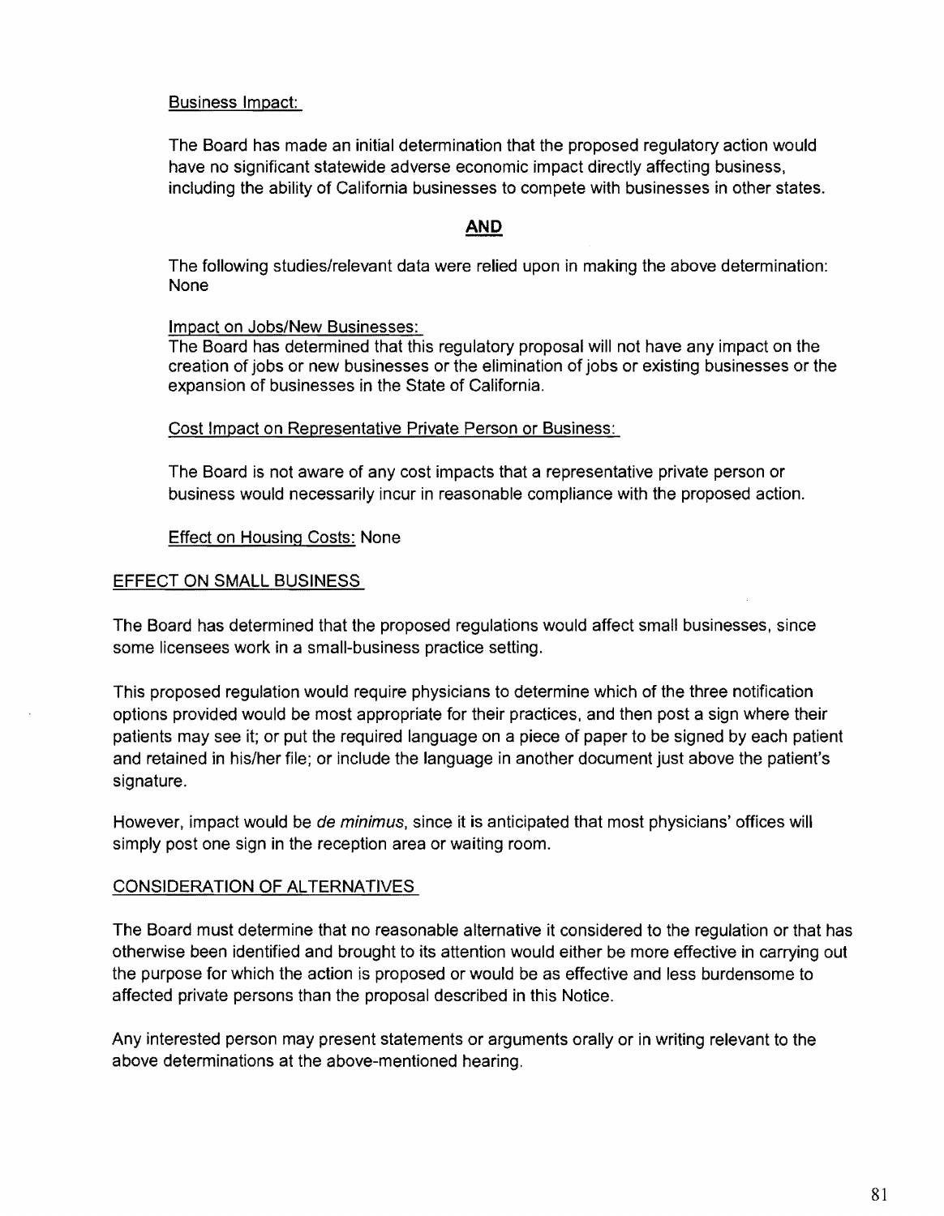Business Impact:

The Board has made an initial determination that the proposed regulatory action would have no significant statewide adverse economic impact directly affecting business, including the ability of California businesses to compete with businesses in other states.

**AND**

The following studies/relevant data were relied upon in making the above determination: None

Impact on Jobs/New Businesses:
The Board has determined that this regulatory proposal will not have any impact on the creation of jobs or new businesses or the elimination of jobs or existing businesses or the expansion of businesses in the State of California.

Cost Impact on Representative Private Person or Business:

The Board is not aware of any cost impacts that a representative private person or business would necessarily incur in reasonable compliance with the proposed action.

Effect on Housing Costs: None

EFFECT ON SMALL BUSINESS

The Board has determined that the proposed regulations would affect small businesses, since some licensees work in a small-business practice setting.

This proposed regulation would require physicians to determine which of the three notification options provided would be most appropriate for their practices, and then post a sign where their patients may see it; or put the required language on a piece of paper to be signed by each patient and retained in his/her file; or include the language in another document just above the patient's signature.

However, impact would be *de minimus*, since it is anticipated that most physicians' offices will simply post one sign in the reception area or waiting room.

CONSIDERATION OF ALTERNATIVES

The Board must determine that no reasonable alternative it considered to the regulation or that has otherwise been identified and brought to its attention would either be more effective in carrying out the purpose for which the action is proposed or would be as effective and less burdensome to affected private persons than the proposal described in this Notice.

Any interested person may present statements or arguments orally or in writing relevant to the above determinations at the above-mentioned hearing.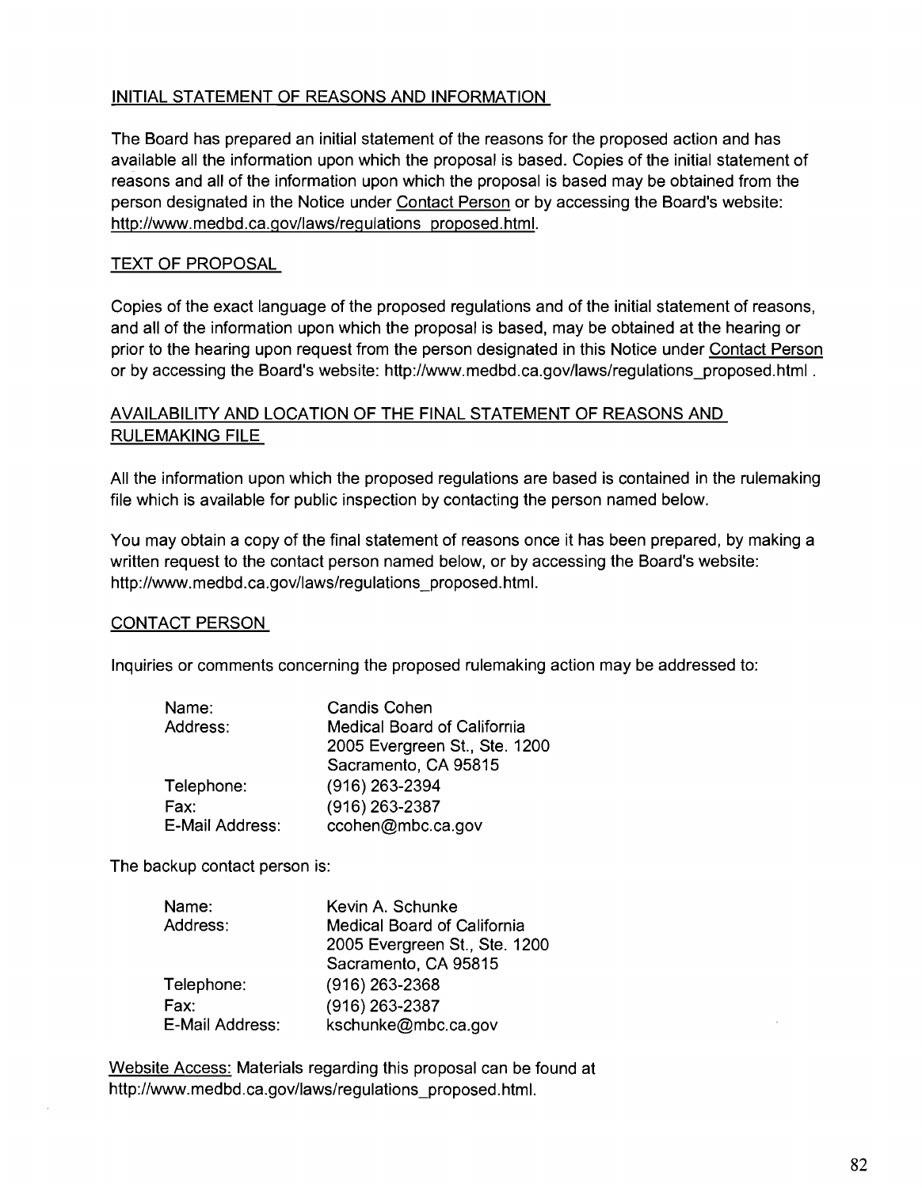## INITIAL STATEMENT OF REASONS AND INFORMATION

The Board has prepared an initial statement of the reasons for the proposed action and has available all the information upon which the proposal is based. Copies of the initial statement of reasons and all of the information upon which the proposal is based may be obtained from the person designated in the Notice under Contact Person or by accessing the Board's website: http://www.medbd.ca.gov/laws/regulations_proposed.html.

## TEXT OF PROPOSAL

Copies of the exact language of the proposed regulations and of the initial statement of reasons, and all of the information upon which the proposal is based, may be obtained at the hearing or prior to the hearing upon request from the person designated in this Notice under Contact Person or by accessing the Board's website: http://www.medbd.ca.gov/laws/regulations_proposed.html .

## AVAILABILITY AND LOCATION OF THE FINAL STATEMENT OF REASONS AND RULEMAKING FILE

All the information upon which the proposed regulations are based is contained in the rulemaking file which is available for public inspection by contacting the person named below.

You may obtain a copy of the final statement of reasons once it has been prepared, by making a written request to the contact person named below, or by accessing the Board's website: http://www.medbd.ca.gov/laws/regulations_proposed.html.

## CONTACT PERSON

Inquiries or comments concerning the proposed rulemaking action may be addressed to:

| | |
|---|---|
| Name: | Candis Cohen |
| Address: | Medical Board of California<br>2005 Evergreen St., Ste. 1200<br>Sacramento, CA 95815 |
| Telephone: | (916) 263-2394 |
| Fax: | (916) 263-2387 |
| E-Mail Address: | ccohen@mbc.ca.gov |

The backup contact person is:

| | |
|---|---|
| Name: | Kevin A. Schunke |
| Address: | Medical Board of California<br>2005 Evergreen St., Ste. 1200<br>Sacramento, CA 95815 |
| Telephone: | (916) 263-2368 |
| Fax: | (916) 263-2387 |
| E-Mail Address: | kschunke@mbc.ca.gov |

Website Access: Materials regarding this proposal can be found at http://www.medbd.ca.gov/laws/regulations_proposed.html.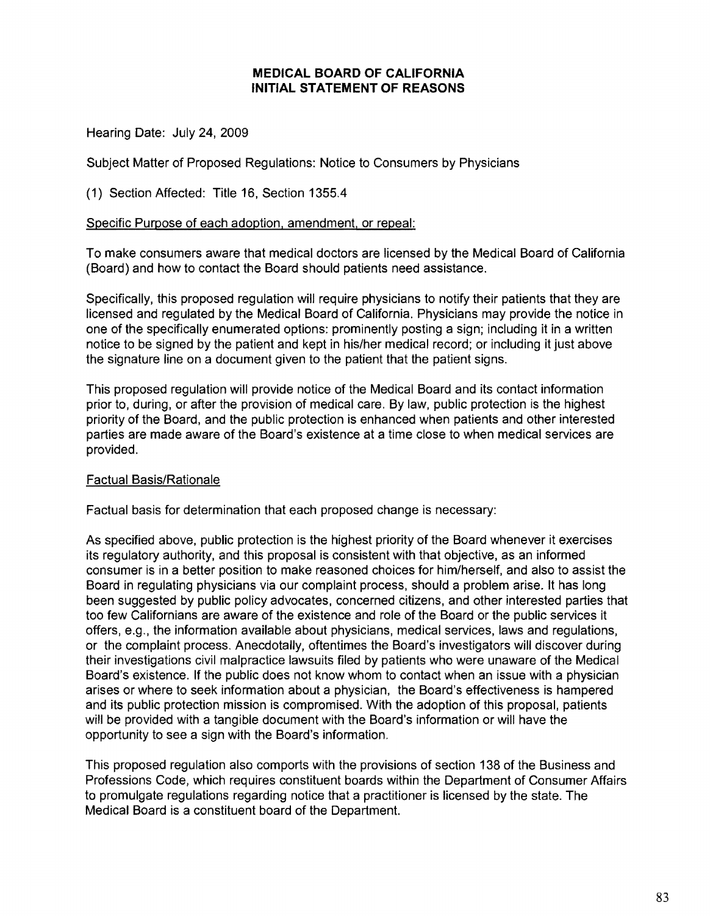**MEDICAL BOARD OF CALIFORNIA**
**INITIAL STATEMENT OF REASONS**

Hearing Date: July 24, 2009

Subject Matter of Proposed Regulations: Notice to Consumers by Physicians

(1) Section Affected: Title 16, Section 1355.4

Specific Purpose of each adoption, amendment, or repeal:

To make consumers aware that medical doctors are licensed by the Medical Board of California (Board) and how to contact the Board should patients need assistance.

Specifically, this proposed regulation will require physicians to notify their patients that they are licensed and regulated by the Medical Board of California. Physicians may provide the notice in one of the specifically enumerated options: prominently posting a sign; including it in a written notice to be signed by the patient and kept in his/her medical record; or including it just above the signature line on a document given to the patient that the patient signs.

This proposed regulation will provide notice of the Medical Board and its contact information prior to, during, or after the provision of medical care. By law, public protection is the highest priority of the Board, and the public protection is enhanced when patients and other interested parties are made aware of the Board's existence at a time close to when medical services are provided.

Factual Basis/Rationale

Factual basis for determination that each proposed change is necessary:

As specified above, public protection is the highest priority of the Board whenever it exercises its regulatory authority, and this proposal is consistent with that objective, as an informed consumer is in a better position to make reasoned choices for him/herself, and also to assist the Board in regulating physicians via our complaint process, should a problem arise. It has long been suggested by public policy advocates, concerned citizens, and other interested parties that too few Californians are aware of the existence and role of the Board or the public services it offers, e.g., the information available about physicians, medical services, laws and regulations, or the complaint process. Anecdotally, oftentimes the Board's investigators will discover during their investigations civil malpractice lawsuits filed by patients who were unaware of the Medical Board's existence. If the public does not know whom to contact when an issue with a physician arises or where to seek information about a physician, the Board's effectiveness is hampered and its public protection mission is compromised. With the adoption of this proposal, patients will be provided with a tangible document with the Board's information or will have the opportunity to see a sign with the Board's information.

This proposed regulation also comports with the provisions of section 138 of the Business and Professions Code, which requires constituent boards within the Department of Consumer Affairs to promulgate regulations regarding notice that a practitioner is licensed by the state. The Medical Board is a constituent board of the Department.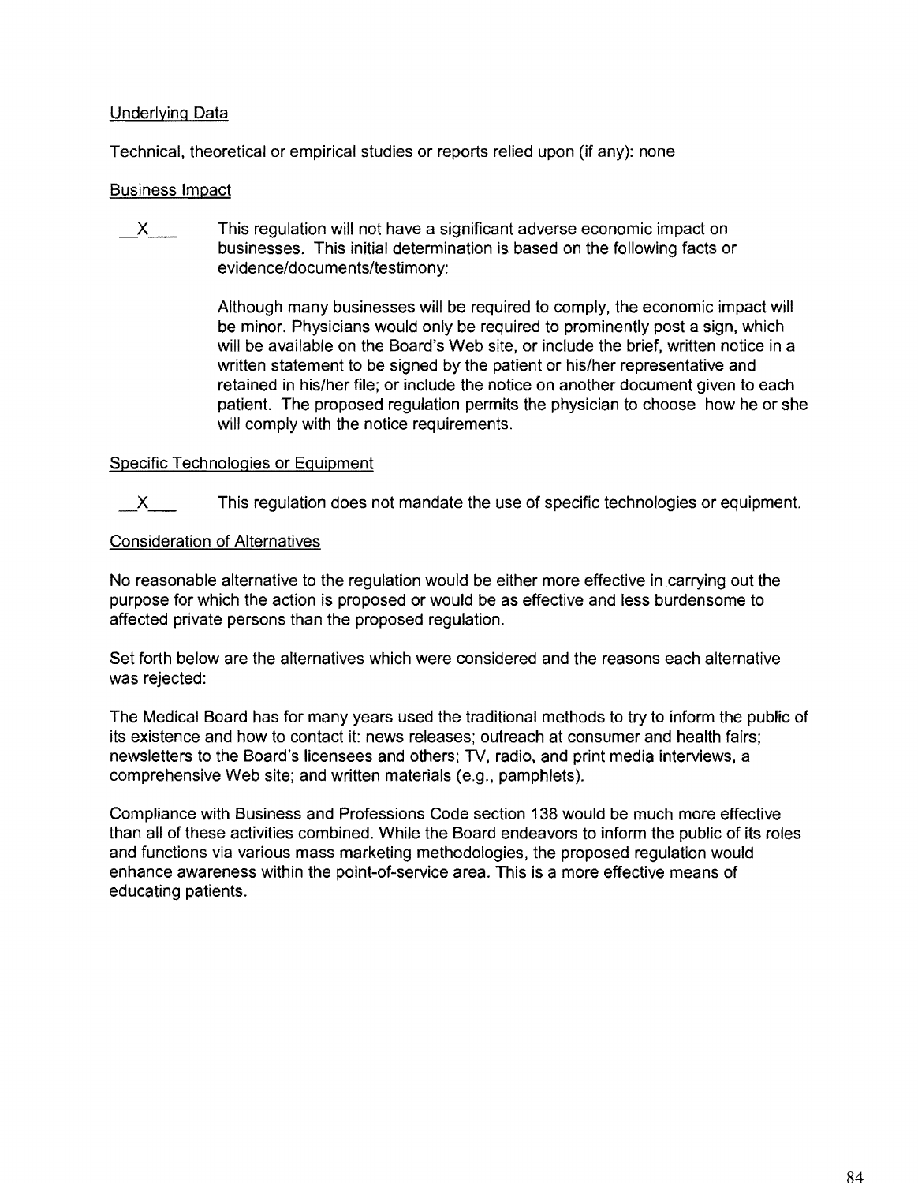Underlying Data

Technical, theoretical or empirical studies or reports relied upon (if any): none

Business Impact

__X___ This regulation will not have a significant adverse economic impact on businesses. This initial determination is based on the following facts or evidence/documents/testimony:

Although many businesses will be required to comply, the economic impact will be minor. Physicians would only be required to prominently post a sign, which will be available on the Board's Web site, or include the brief, written notice in a written statement to be signed by the patient or his/her representative and retained in his/her file; or include the notice on another document given to each patient. The proposed regulation permits the physician to choose how he or she will comply with the notice requirements.

Specific Technologies or Equipment

__X___ This regulation does not mandate the use of specific technologies or equipment.

Consideration of Alternatives

No reasonable alternative to the regulation would be either more effective in carrying out the purpose for which the action is proposed or would be as effective and less burdensome to affected private persons than the proposed regulation.

Set forth below are the alternatives which were considered and the reasons each alternative was rejected:

The Medical Board has for many years used the traditional methods to try to inform the public of its existence and how to contact it: news releases; outreach at consumer and health fairs; newsletters to the Board's licensees and others; TV, radio, and print media interviews, a comprehensive Web site; and written materials (e.g., pamphlets).

Compliance with Business and Professions Code section 138 would be much more effective than all of these activities combined. While the Board endeavors to inform the public of its roles and functions via various mass marketing methodologies, the proposed regulation would enhance awareness within the point-of-service area. This is a more effective means of educating patients.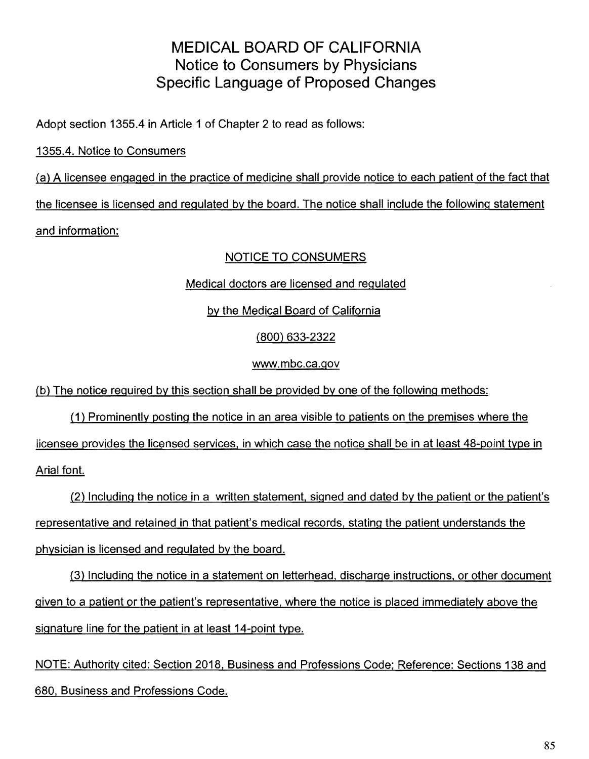# MEDICAL BOARD OF CALIFORNIA
## Notice to Consumers by Physicians
## Specific Language of Proposed Changes

Adopt section 1355.4 in Article 1 of Chapter 2 to read as follows:

1355.4. Notice to Consumers

(a) A licensee engaged in the practice of medicine shall provide notice to each patient of the fact that the licensee is licensed and regulated by the board. The notice shall include the following statement and information:

NOTICE TO CONSUMERS

Medical doctors are licensed and regulated

by the Medical Board of California

(800) 633-2322

www.mbc.ca.gov

(b) The notice required by this section shall be provided by one of the following methods:

(1) Prominently posting the notice in an area visible to patients on the premises where the licensee provides the licensed services, in which case the notice shall be in at least 48-point type in Arial font.

(2) Including the notice in a written statement, signed and dated by the patient or the patient's representative and retained in that patient's medical records, stating the patient understands the physician is licensed and regulated by the board.

(3) Including the notice in a statement on letterhead, discharge instructions, or other document given to a patient or the patient's representative, where the notice is placed immediately above the signature line for the patient in at least 14-point type.

NOTE: Authority cited: Section 2018, Business and Professions Code; Reference: Sections 138 and 680, Business and Professions Code.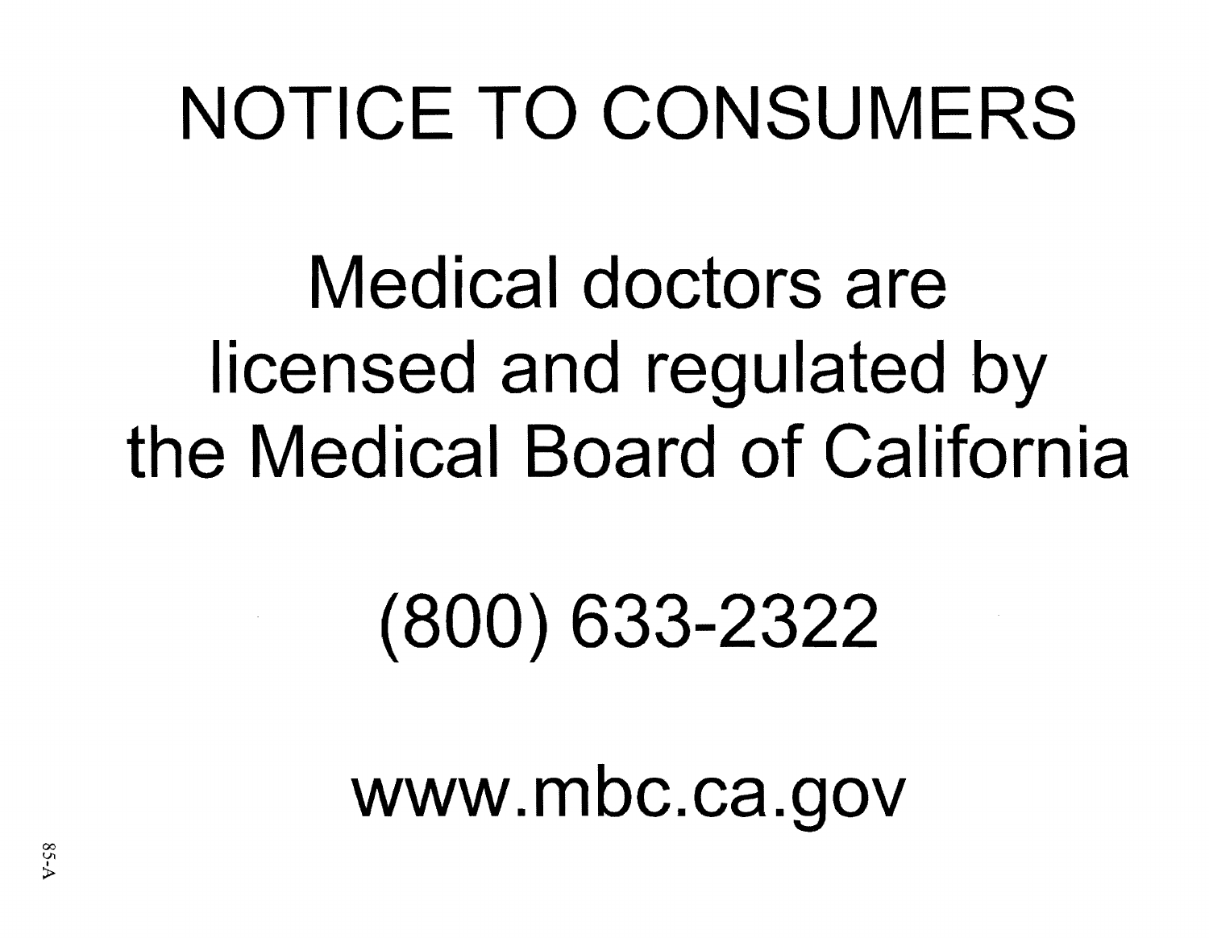# NOTICE TO CONSUMERS

Medical doctors are licensed and regulated by the Medical Board of California

(800) 633-2322

www.mbc.ca.gov

85-A